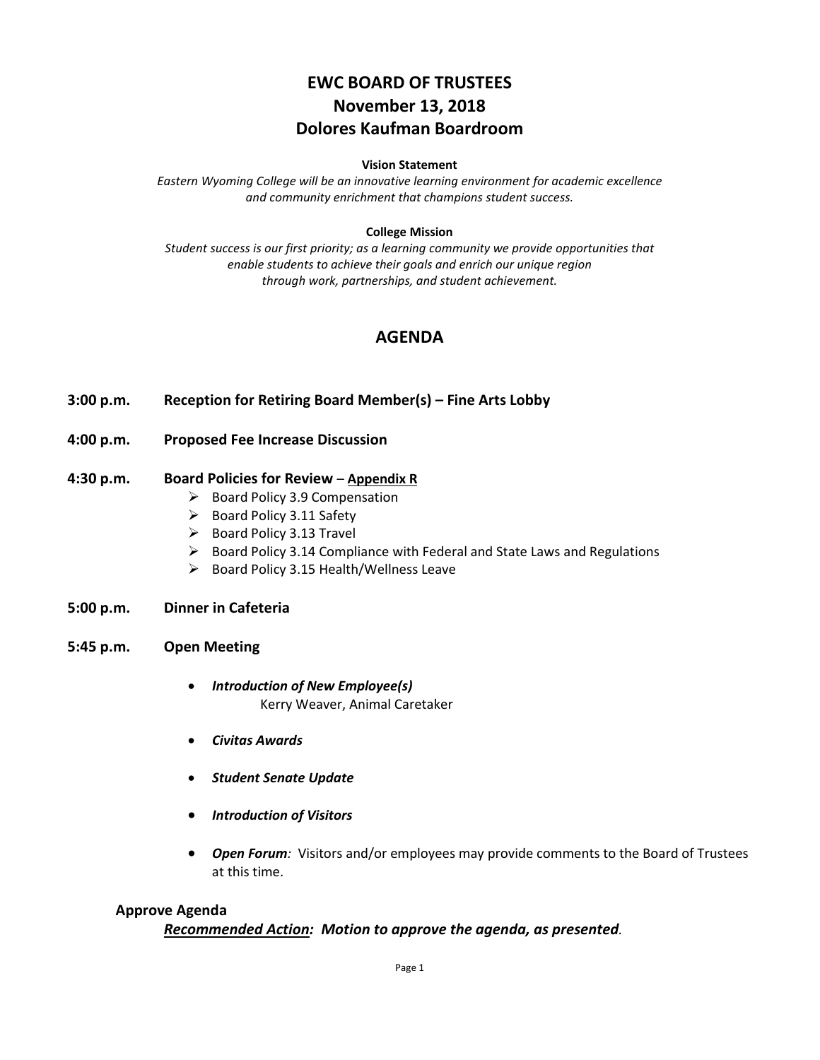# EWC BOARD OF TRUSTEES
# November 13, 2018
# Dolores Kaufman Boardroom

**Vision Statement**

*Eastern Wyoming College will be an innovative learning environment for academic excellence and community enrichment that champions student success.*

**College Mission**

*Student success is our first priority; as a learning community we provide opportunities that enable students to achieve their goals and enrich our unique region through work, partnerships, and student achievement.*

## AGENDA

**3:00 p.m. Reception for Retiring Board Member(s) – Fine Arts Lobby**

**4:00 p.m. Proposed Fee Increase Discussion**

**4:30 p.m. Board Policies for Review** – **Appendix R**

- Board Policy 3.9 Compensation
- Board Policy 3.11 Safety
- Board Policy 3.13 Travel
- Board Policy 3.14 Compliance with Federal and State Laws and Regulations
- Board Policy 3.15 Health/Wellness Leave

**5:00 p.m. Dinner in Cafeteria**

**5:45 p.m. Open Meeting**

- ***Introduction of New Employee(s)***
  Kerry Weaver, Animal Caretaker
- ***Civitas Awards***
- ***Student Senate Update***
- ***Introduction of Visitors***
- ***Open Forum****:* Visitors and/or employees may provide comments to the Board of Trustees at this time.

**Approve Agenda**

***Recommended Action:*** ***Motion to approve the agenda, as presented****.*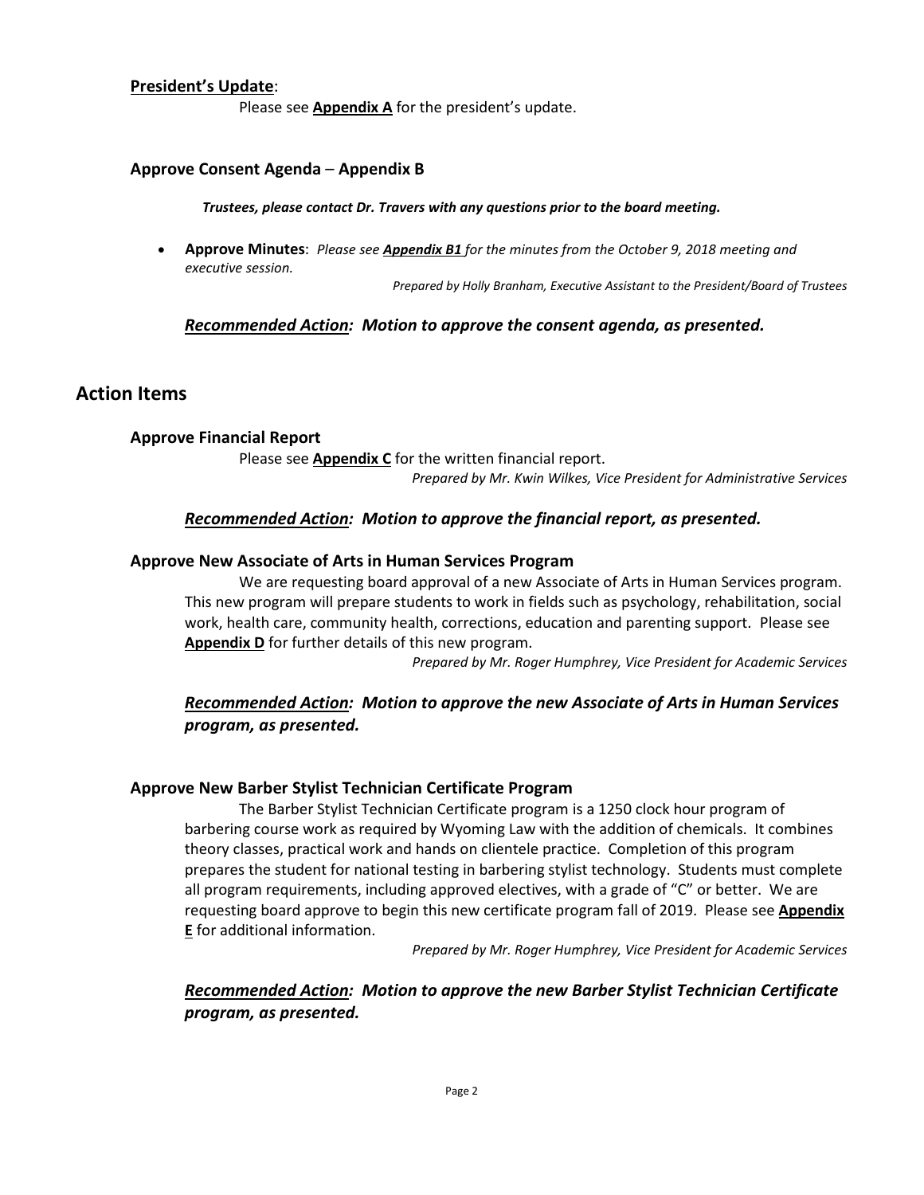**President's Update**:

Please see **Appendix A** for the president's update.

**Approve Consent Agenda – Appendix B**

***Trustees, please contact Dr. Travers with any questions prior to the board meeting.***

- **Approve Minutes**: *Please see **Appendix B1** for the minutes from the October 9, 2018 meeting and executive session.*

*Prepared by Holly Branham, Executive Assistant to the President/Board of Trustees*

***Recommended Action**: Motion to approve the consent agenda, as presented.*

## Action Items

**Approve Financial Report**

Please see **Appendix C** for the written financial report.

*Prepared by Mr. Kwin Wilkes, Vice President for Administrative Services*

***Recommended Action**: Motion to approve the financial report, as presented.*

**Approve New Associate of Arts in Human Services Program**

We are requesting board approval of a new Associate of Arts in Human Services program. This new program will prepare students to work in fields such as psychology, rehabilitation, social work, health care, community health, corrections, education and parenting support. Please see **Appendix D** for further details of this new program.

*Prepared by Mr. Roger Humphrey, Vice President for Academic Services*

***Recommended Action**: Motion to approve the new Associate of Arts in Human Services program, as presented.*

**Approve New Barber Stylist Technician Certificate Program**

The Barber Stylist Technician Certificate program is a 1250 clock hour program of barbering course work as required by Wyoming Law with the addition of chemicals. It combines theory classes, practical work and hands on clientele practice. Completion of this program prepares the student for national testing in barbering stylist technology. Students must complete all program requirements, including approved electives, with a grade of "C" or better. We are requesting board approve to begin this new certificate program fall of 2019. Please see **Appendix E** for additional information.

*Prepared by Mr. Roger Humphrey, Vice President for Academic Services*

***Recommended Action**: Motion to approve the new Barber Stylist Technician Certificate program, as presented.*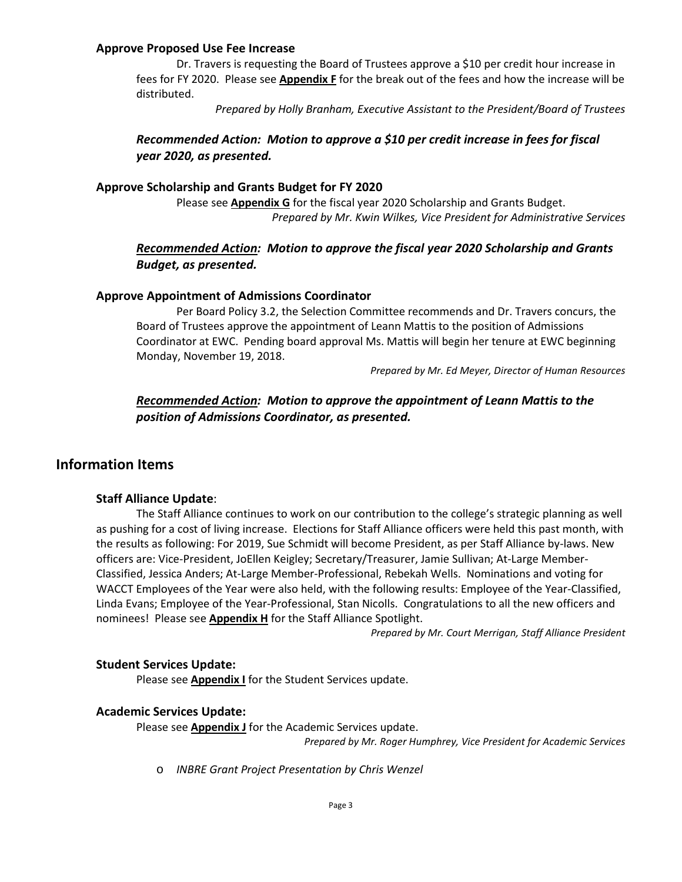### Approve Proposed Use Fee Increase

Dr. Travers is requesting the Board of Trustees approve a $10 per credit hour increase in fees for FY 2020. Please see **Appendix F** for the break out of the fees and how the increase will be distributed.

*Prepared by Holly Branham, Executive Assistant to the President/Board of Trustees*

***Recommended Action: Motion to approve a $10 per credit increase in fees for fiscal year 2020, as presented.***

### Approve Scholarship and Grants Budget for FY 2020

Please see **Appendix G** for the fiscal year 2020 Scholarship and Grants Budget.

*Prepared by Mr. Kwin Wilkes, Vice President for Administrative Services*

***Recommended Action: Motion to approve the fiscal year 2020 Scholarship and Grants Budget, as presented.***

### Approve Appointment of Admissions Coordinator

Per Board Policy 3.2, the Selection Committee recommends and Dr. Travers concurs, the Board of Trustees approve the appointment of Leann Mattis to the position of Admissions Coordinator at EWC. Pending board approval Ms. Mattis will begin her tenure at EWC beginning Monday, November 19, 2018.

*Prepared by Mr. Ed Meyer, Director of Human Resources*

***Recommended Action: Motion to approve the appointment of Leann Mattis to the position of Admissions Coordinator, as presented.***

## Information Items

### Staff Alliance Update:

The Staff Alliance continues to work on our contribution to the college's strategic planning as well as pushing for a cost of living increase. Elections for Staff Alliance officers were held this past month, with the results as following: For 2019, Sue Schmidt will become President, as per Staff Alliance by-laws. New officers are: Vice-President, JoEllen Keigley; Secretary/Treasurer, Jamie Sullivan; At-Large Member-Classified, Jessica Anders; At-Large Member-Professional, Rebekah Wells. Nominations and voting for WACCT Employees of the Year were also held, with the following results: Employee of the Year-Classified, Linda Evans; Employee of the Year-Professional, Stan Nicolls. Congratulations to all the new officers and nominees! Please see **Appendix H** for the Staff Alliance Spotlight.

*Prepared by Mr. Court Merrigan, Staff Alliance President*

### Student Services Update:

Please see **Appendix I** for the Student Services update.

### Academic Services Update:

Please see **Appendix J** for the Academic Services update.

*Prepared by Mr. Roger Humphrey, Vice President for Academic Services*

- *INBRE Grant Project Presentation by Chris Wenzel*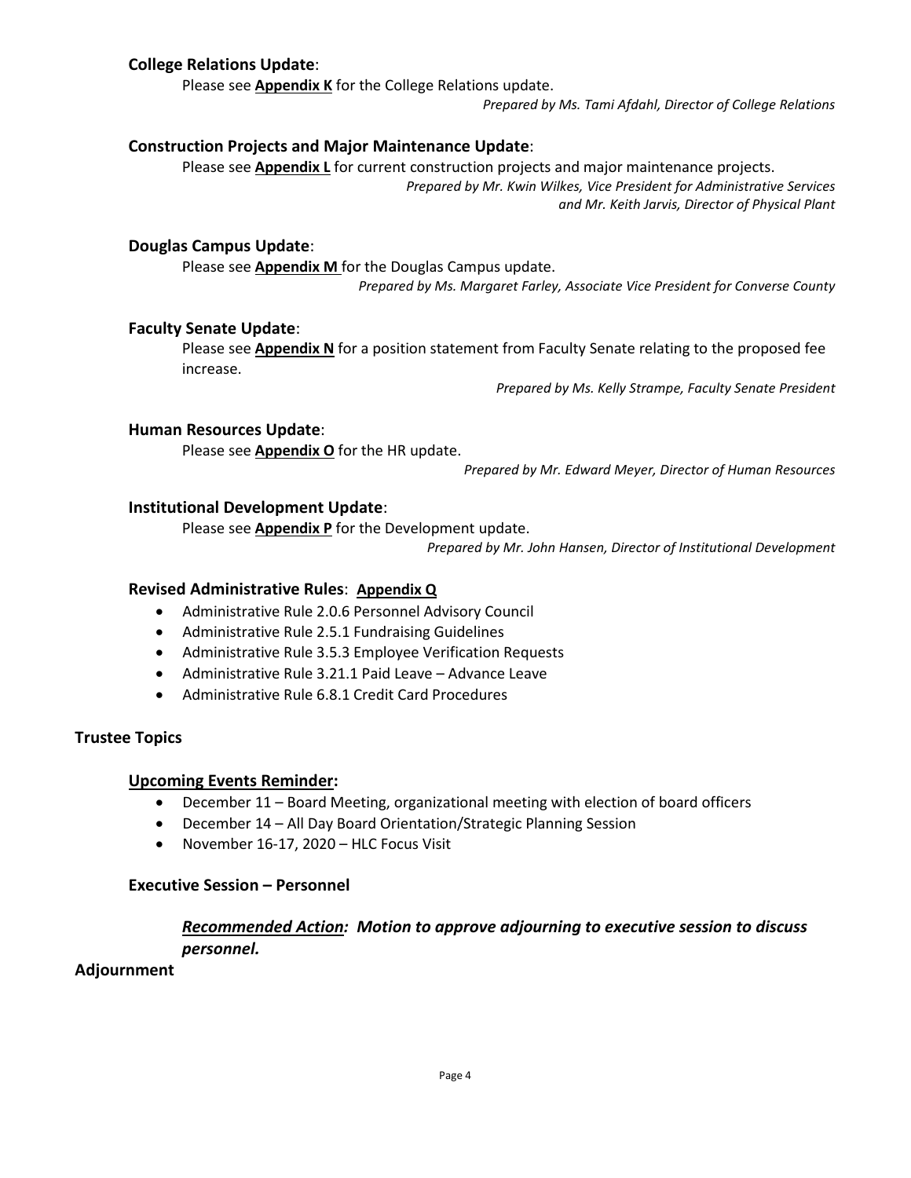### College Relations Update:

Please see **Appendix K** for the College Relations update.

*Prepared by Ms. Tami Afdahl, Director of College Relations*

### Construction Projects and Major Maintenance Update:

Please see **Appendix L** for current construction projects and major maintenance projects.

*Prepared by Mr. Kwin Wilkes, Vice President for Administrative Services and Mr. Keith Jarvis, Director of Physical Plant*

### Douglas Campus Update:

Please see **Appendix M** for the Douglas Campus update.

*Prepared by Ms. Margaret Farley, Associate Vice President for Converse County*

### Faculty Senate Update:

Please see **Appendix N** for a position statement from Faculty Senate relating to the proposed fee increase.

*Prepared by Ms. Kelly Strampe, Faculty Senate President*

### Human Resources Update:

Please see **Appendix O** for the HR update.

*Prepared by Mr. Edward Meyer, Director of Human Resources*

### Institutional Development Update:

Please see **Appendix P** for the Development update.

*Prepared by Mr. John Hansen, Director of Institutional Development*

### Revised Administrative Rules: **Appendix Q**

- Administrative Rule 2.0.6 Personnel Advisory Council
- Administrative Rule 2.5.1 Fundraising Guidelines
- Administrative Rule 3.5.3 Employee Verification Requests
- Administrative Rule 3.21.1 Paid Leave – Advance Leave
- Administrative Rule 6.8.1 Credit Card Procedures

## Trustee Topics

### Upcoming Events Reminder:

- December 11 – Board Meeting, organizational meeting with election of board officers
- December 14 – All Day Board Orientation/Strategic Planning Session
- November 16-17, 2020 – HLC Focus Visit

### Executive Session – Personnel

***Recommended Action:** **Motion to approve adjourning to executive session to discuss personnel.***

## Adjournment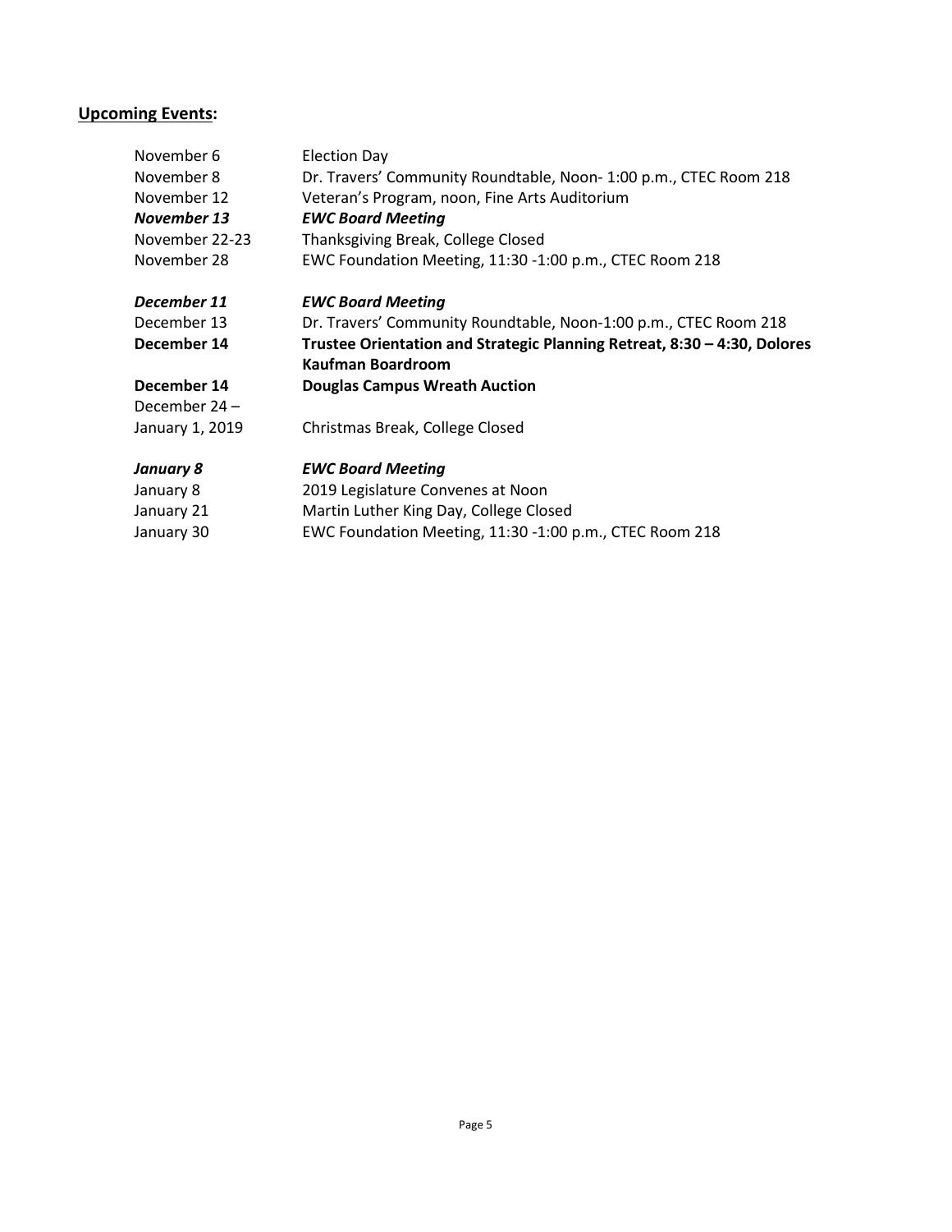**<u>Upcoming Events</u>:**

| | |
|---|---|
| November 6 | Election Day |
| November 8 | Dr. Travers' Community Roundtable, Noon- 1:00 p.m., CTEC Room 218 |
| November 12 | Veteran's Program, noon, Fine Arts Auditorium |
| ***November 13*** | ***EWC Board Meeting*** |
| November 22-23 | Thanksgiving Break, College Closed |
| November 28 | EWC Foundation Meeting, 11:30 -1:00 p.m., CTEC Room 218 |
| ***December 11*** | ***EWC Board Meeting*** |
| December 13 | Dr. Travers' Community Roundtable, Noon-1:00 p.m., CTEC Room 218 |
| **December 14** | **Trustee Orientation and Strategic Planning Retreat, 8:30 – 4:30, Dolores Kaufman Boardroom** |
| **December 14** | **Douglas Campus Wreath Auction** |
| December 24 – January 1, 2019 | Christmas Break, College Closed |
| ***January 8*** | ***EWC Board Meeting*** |
| January 8 | 2019 Legislature Convenes at Noon |
| January 21 | Martin Luther King Day, College Closed |
| January 30 | EWC Foundation Meeting, 11:30 -1:00 p.m., CTEC Room 218 |